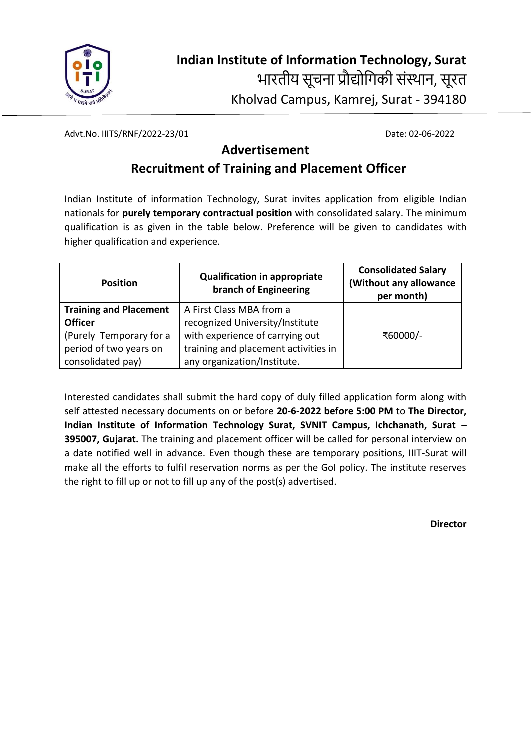# Indian Institute of Information Technology, Surat

भारतीय सूचना प्रौद्योगिकी संस्थान, सूरत

Kholvad Campus, Kamrej, Surat - 394180

Advt.No. IIITS/RNF/2022-23/01

Date: 02-06-2022

## Advertisement

## Recruitment of Training and Placement Officer

Indian Institute of information Technology, Surat invites application from eligible Indian nationals for **purely temporary contractual position** with consolidated salary. The minimum qualification is as given in the table below. Preference will be given to candidates with higher qualification and experience.

| Position | Qualification in appropriate branch of Engineering | Consolidated Salary (Without any allowance per month) |
|---|---|---|
| **Training and Placement Officer** (Purely Temporary for a period of two years on consolidated pay) | A First Class MBA from a recognized University/Institute with experience of carrying out training and placement activities in any organization/Institute. | ₹60000/- |

Interested candidates shall submit the hard copy of duly filled application form along with self attested necessary documents on or before **20-6-2022 before 5:00 PM** to **The Director, Indian Institute of Information Technology Surat, SVNIT Campus, Ichchanath, Surat – 395007, Gujarat.** The training and placement officer will be called for personal interview on a date notified well in advance. Even though these are temporary positions, IIIT-Surat will make all the efforts to fulfil reservation norms as per the GoI policy. The institute reserves the right to fill up or not to fill up any of the post(s) advertised.

**Director**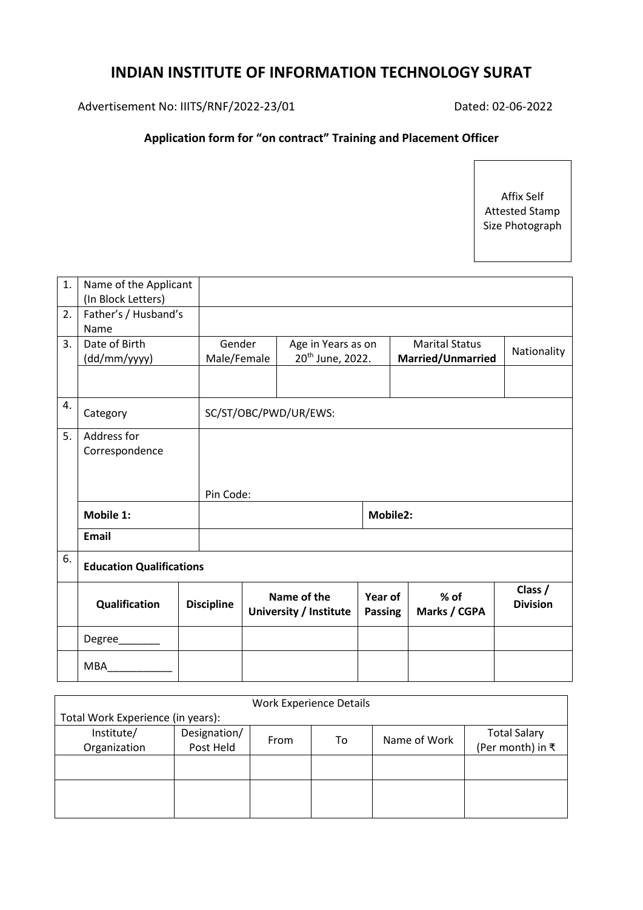# INDIAN INSTITUTE OF INFORMATION TECHNOLOGY SURAT

Advertisement No: IIITS/RNF/2022-23/01 Dated: 02-06-2022

**Application form for "on contract" Training and Placement Officer**

Affix Self Attested Stamp Size Photograph

| 1. | Name of the Applicant (In Block Letters) | | | | |
|---|---|---|---|---|---|
| 2. | Father's / Husband's Name | | | | |
| 3. | Date of Birth (dd/mm/yyyy) | Gender Male/Female | Age in Years as on 20th June, 2022. | Marital Status **Married/Unmarried** | Nationality |
| | | | | | |
| 4. | Category | SC/ST/OBC/PWD/UR/EWS: | | | |
| 5. | Address for Correspondence | Pin Code: | | | |
| | **Mobile 1:** | | **Mobile2:** | | |
| | **Email** | | | | |

| 6. | **Education Qualifications** | | | | | |
|---|---|---|---|---|---|---|
| | **Qualification** | **Discipline** | **Name of the University / Institute** | **Year of Passing** | **% of Marks / CGPA** | **Class / Division** |
| | Degree_______ | | | | | |
| | MBA___________ | | | | | |

Work Experience Details

Total Work Experience (in years):

| Institute/ Organization | Designation/ Post Held | From | To | Name of Work | Total Salary (Per month) in ₹ |
|---|---|---|---|---|---|
| | | | | | |
| | | | | | |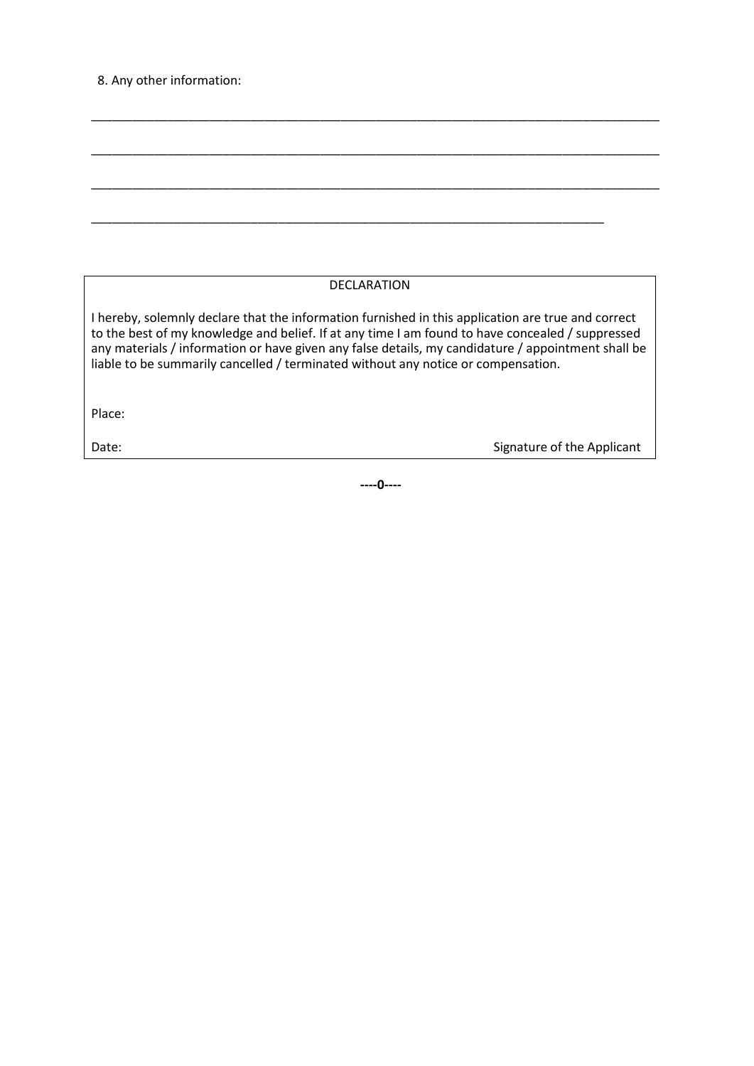8. Any other information:

_______________________________________________________________________________

_______________________________________________________________________________

_______________________________________________________________________________

_________________________________________________________________________

DECLARATION

I hereby, solemnly declare that the information furnished in this application are true and correct to the best of my knowledge and belief. If at any time I am found to have concealed / suppressed any materials / information or have given any false details, my candidature / appointment shall be liable to be summarily cancelled / terminated without any notice or compensation.

Place:

Date: Signature of the Applicant

**----0----**